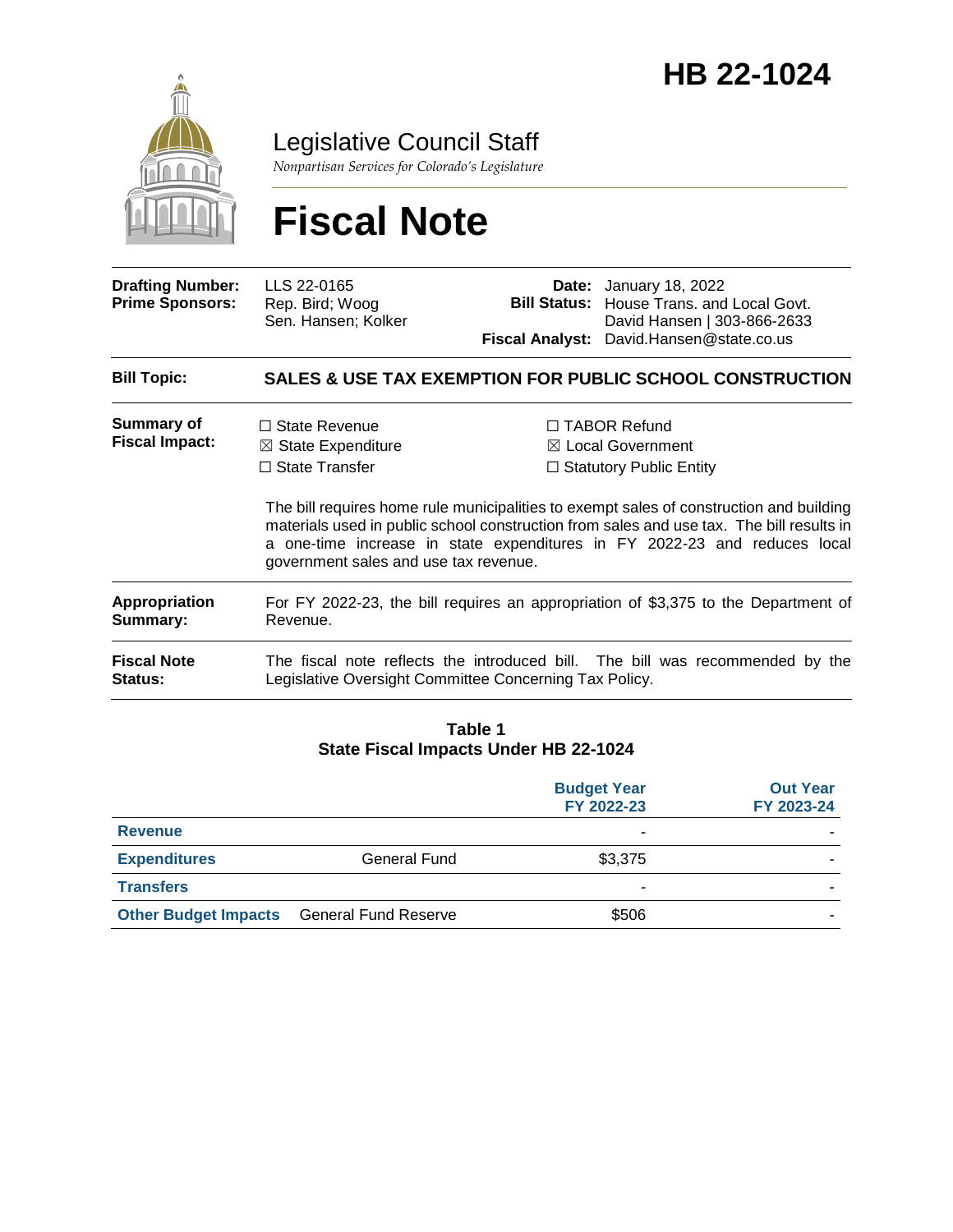# HB 22-1024

Legislative Council Staff

*Nonpartisan Services for Colorado's Legislature*

# Fiscal Note

| | | | |
|---|---|---|---|
| **Drafting Number:** | LLS 22-0165 | **Date:** | January 18, 2022 |
| **Prime Sponsors:** | Rep. Bird; Woog<br>Sen. Hansen; Kolker | **Bill Status:** | House Trans. and Local Govt. |
| | | **Fiscal Analyst:** | David Hansen \| 303-866-2633<br>David.Hansen@state.co.us |

**Bill Topic:** **SALES & USE TAX EXEMPTION FOR PUBLIC SCHOOL CONSTRUCTION**

**Summary of Fiscal Impact:**

☐ State Revenue
☒ State Expenditure
☐ State Transfer
☐ TABOR Refund
☒ Local Government
☐ Statutory Public Entity

The bill requires home rule municipalities to exempt sales of construction and building materials used in public school construction from sales and use tax. The bill results in a one-time increase in state expenditures in FY 2022-23 and reduces local government sales and use tax revenue.

**Appropriation Summary:** For FY 2022-23, the bill requires an appropriation of $3,375 to the Department of Revenue.

**Fiscal Note Status:** The fiscal note reflects the introduced bill. The bill was recommended by the Legislative Oversight Committee Concerning Tax Policy.

**Table 1**
**State Fiscal Impacts Under HB 22-1024**

| | | Budget Year FY 2022-23 | Out Year FY 2023-24 |
|---|---|---|---|
| **Revenue** | | - | - |
| **Expenditures** | General Fund | $3,375 | - |
| **Transfers** | | - | - |
| **Other Budget Impacts** | General Fund Reserve | $506 | - |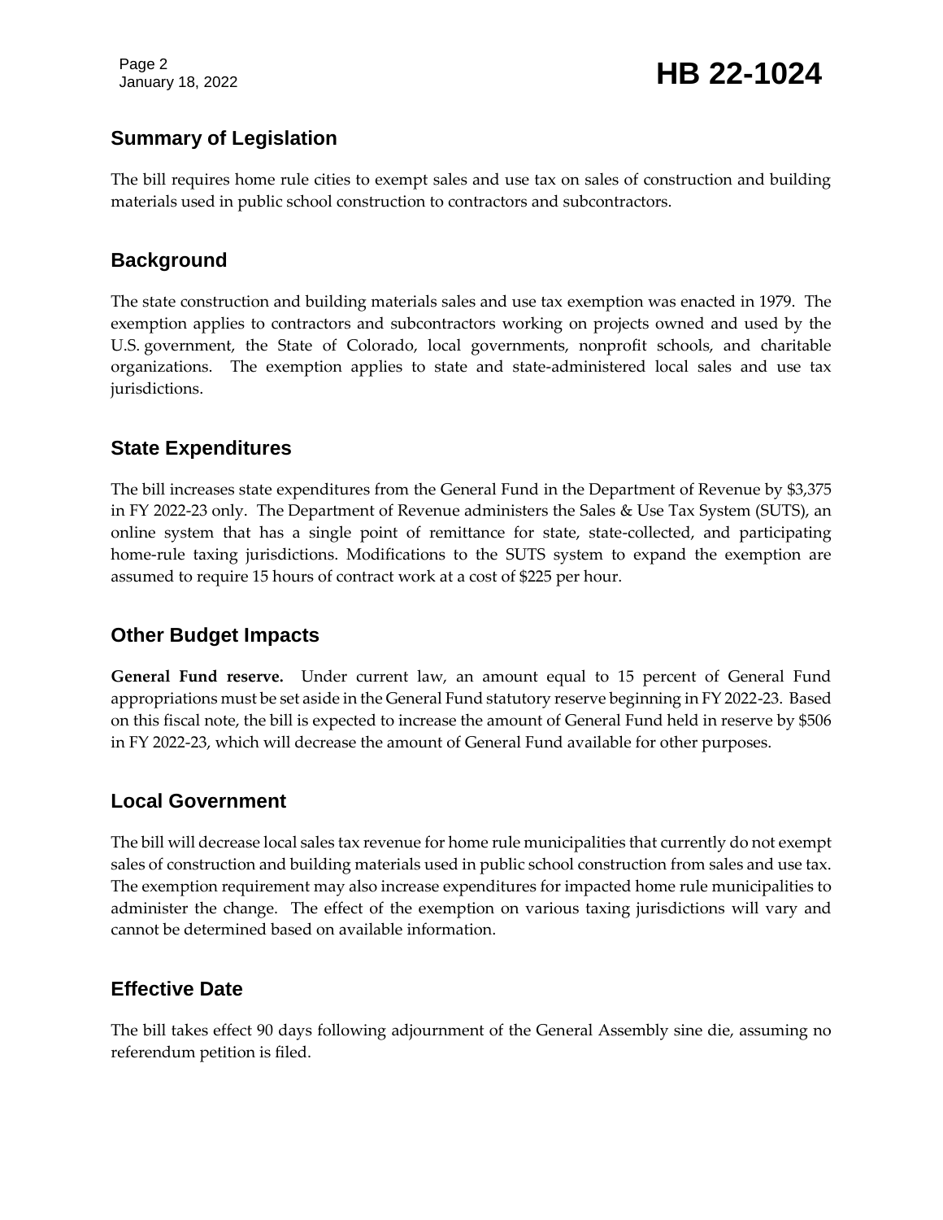## Summary of Legislation

The bill requires home rule cities to exempt sales and use tax on sales of construction and building materials used in public school construction to contractors and subcontractors.

## Background

The state construction and building materials sales and use tax exemption was enacted in 1979. The exemption applies to contractors and subcontractors working on projects owned and used by the U.S. government, the State of Colorado, local governments, nonprofit schools, and charitable organizations. The exemption applies to state and state-administered local sales and use tax jurisdictions.

## State Expenditures

The bill increases state expenditures from the General Fund in the Department of Revenue by $3,375 in FY 2022-23 only. The Department of Revenue administers the Sales & Use Tax System (SUTS), an online system that has a single point of remittance for state, state-collected, and participating home-rule taxing jurisdictions. Modifications to the SUTS system to expand the exemption are assumed to require 15 hours of contract work at a cost of $225 per hour.

## Other Budget Impacts

**General Fund reserve.** Under current law, an amount equal to 15 percent of General Fund appropriations must be set aside in the General Fund statutory reserve beginning in FY 2022-23. Based on this fiscal note, the bill is expected to increase the amount of General Fund held in reserve by $506 in FY 2022-23, which will decrease the amount of General Fund available for other purposes.

## Local Government

The bill will decrease local sales tax revenue for home rule municipalities that currently do not exempt sales of construction and building materials used in public school construction from sales and use tax. The exemption requirement may also increase expenditures for impacted home rule municipalities to administer the change. The effect of the exemption on various taxing jurisdictions will vary and cannot be determined based on available information.

## Effective Date

The bill takes effect 90 days following adjournment of the General Assembly sine die, assuming no referendum petition is filed.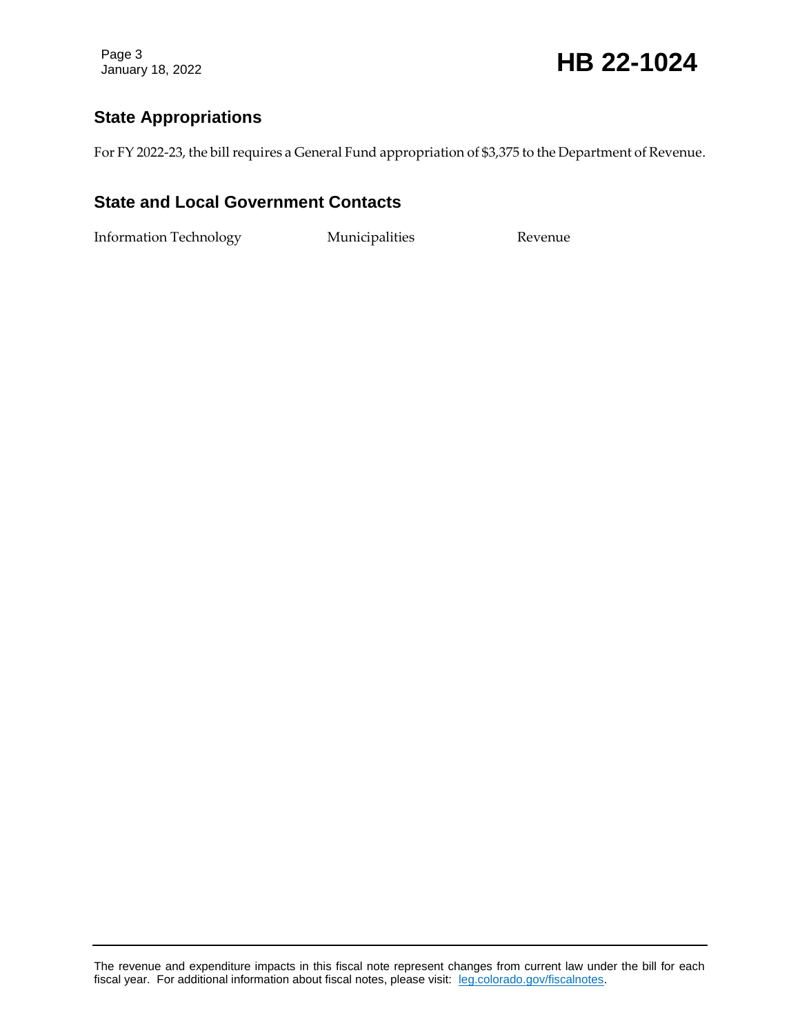## State Appropriations

For FY 2022-23, the bill requires a General Fund appropriation of $3,375 to the Department of Revenue.

## State and Local Government Contacts

Information Technology Municipalities Revenue

The revenue and expenditure impacts in this fiscal note represent changes from current law under the bill for each fiscal year. For additional information about fiscal notes, please visit: leg.colorado.gov/fiscalnotes.